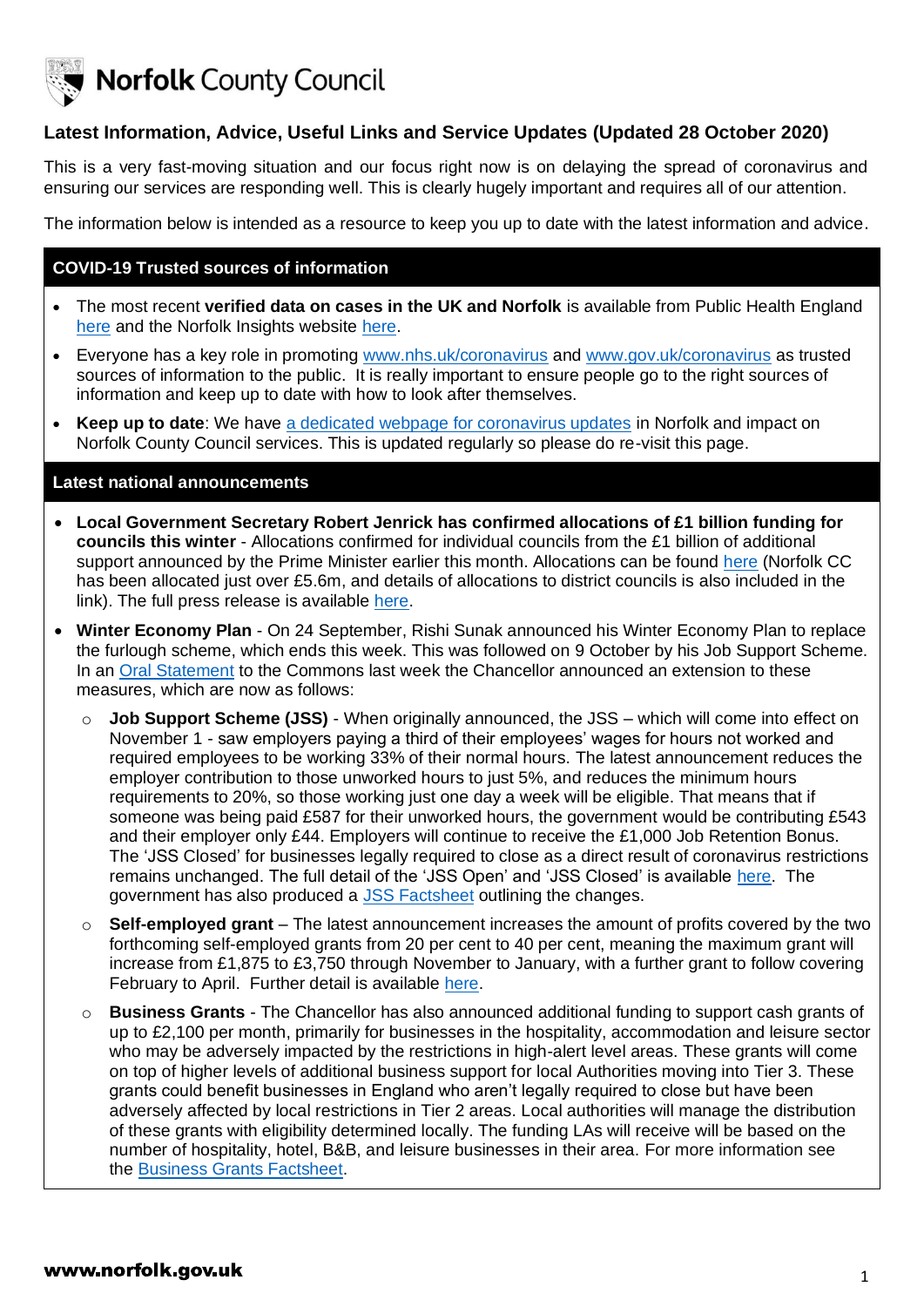# Norfolk County Council

## Latest Information, Advice, Useful Links and Service Updates (Updated 28 October 2020)

This is a very fast-moving situation and our focus right now is on delaying the spread of coronavirus and ensuring our services are responding well. This is clearly hugely important and requires all of our attention.

The information below is intended as a resource to keep you up to date with the latest information and advice.

### COVID-19 Trusted sources of information

- The most recent **verified data on cases in the UK and Norfolk** is available from Public Health England here and the Norfolk Insights website here.
- Everyone has a key role in promoting www.nhs.uk/coronavirus and www.gov.uk/coronavirus as trusted sources of information to the public. It is really important to ensure people go to the right sources of information and keep up to date with how to look after themselves.
- **Keep up to date**: We have a dedicated webpage for coronavirus updates in Norfolk and impact on Norfolk County Council services. This is updated regularly so please do re-visit this page.

### Latest national announcements

- **Local Government Secretary Robert Jenrick has confirmed allocations of £1 billion funding for councils this winter** - Allocations confirmed for individual councils from the £1 billion of additional support announced by the Prime Minister earlier this month. Allocations can be found here (Norfolk CC has been allocated just over £5.6m, and details of allocations to district councils is also included in the link). The full press release is available here.
- **Winter Economy Plan** - On 24 September, Rishi Sunak announced his Winter Economy Plan to replace the furlough scheme, which ends this week. This was followed on 9 October by his Job Support Scheme. In an Oral Statement to the Commons last week the Chancellor announced an extension to these measures, which are now as follows:
  - **Job Support Scheme (JSS)** - When originally announced, the JSS – which will come into effect on November 1 - saw employers paying a third of their employees' wages for hours not worked and required employees to be working 33% of their normal hours. The latest announcement reduces the employer contribution to those unworked hours to just 5%, and reduces the minimum hours requirements to 20%, so those working just one day a week will be eligible. That means that if someone was being paid £587 for their unworked hours, the government would be contributing £543 and their employer only £44. Employers will continue to receive the £1,000 Job Retention Bonus. The 'JSS Closed' for businesses legally required to close as a direct result of coronavirus restrictions remains unchanged. The full detail of the 'JSS Open' and 'JSS Closed' is available here. The government has also produced a JSS Factsheet outlining the changes.
  - **Self-employed grant** – The latest announcement increases the amount of profits covered by the two forthcoming self-employed grants from 20 per cent to 40 per cent, meaning the maximum grant will increase from £1,875 to £3,750 through November to January, with a further grant to follow covering February to April. Further detail is available here.
  - **Business Grants** - The Chancellor has also announced additional funding to support cash grants of up to £2,100 per month, primarily for businesses in the hospitality, accommodation and leisure sector who may be adversely impacted by the restrictions in high-alert level areas. These grants will come on top of higher levels of additional business support for local Authorities moving into Tier 3. These grants could benefit businesses in England who aren't legally required to close but have been adversely affected by local restrictions in Tier 2 areas. Local authorities will manage the distribution of these grants with eligibility determined locally. The funding LAs will receive will be based on the number of hospitality, hotel, B&B, and leisure businesses in their area. For more information see the Business Grants Factsheet.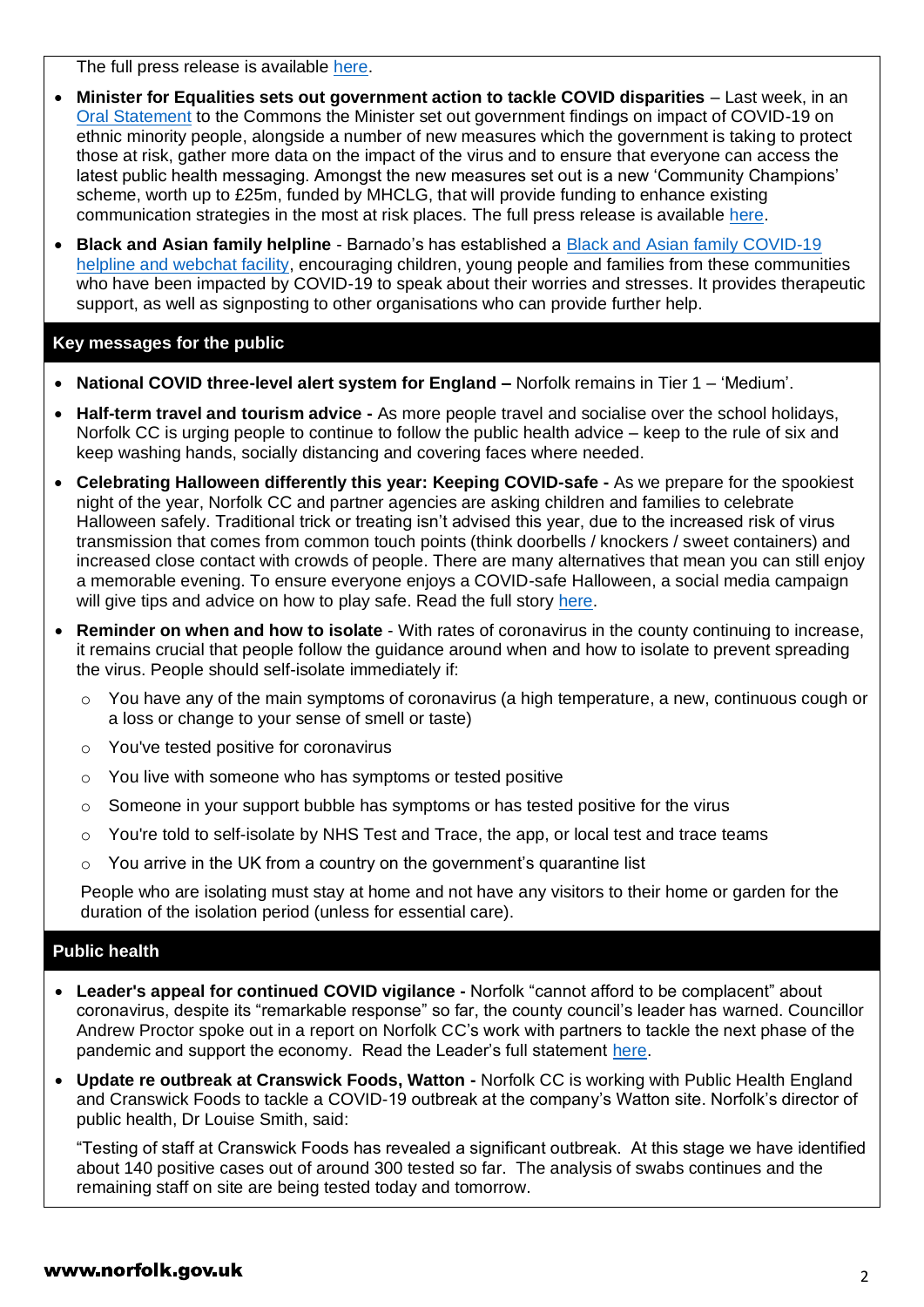The full press release is available here.

- **Minister for Equalities sets out government action to tackle COVID disparities** – Last week, in an Oral Statement to the Commons the Minister set out government findings on impact of COVID-19 on ethnic minority people, alongside a number of new measures which the government is taking to protect those at risk, gather more data on the impact of the virus and to ensure that everyone can access the latest public health messaging. Amongst the new measures set out is a new 'Community Champions' scheme, worth up to £25m, funded by MHCLG, that will provide funding to enhance existing communication strategies in the most at risk places. The full press release is available here.
- **Black and Asian family helpline** - Barnado's has established a Black and Asian family COVID-19 helpline and webchat facility, encouraging children, young people and families from these communities who have been impacted by COVID-19 to speak about their worries and stresses. It provides therapeutic support, as well as signposting to other organisations who can provide further help.

## Key messages for the public

- **National COVID three-level alert system for England –** Norfolk remains in Tier 1 – 'Medium'.
- **Half-term travel and tourism advice -** As more people travel and socialise over the school holidays, Norfolk CC is urging people to continue to follow the public health advice – keep to the rule of six and keep washing hands, socially distancing and covering faces where needed.
- **Celebrating Halloween differently this year: Keeping COVID-safe -** As we prepare for the spookiest night of the year, Norfolk CC and partner agencies are asking children and families to celebrate Halloween safely. Traditional trick or treating isn't advised this year, due to the increased risk of virus transmission that comes from common touch points (think doorbells / knockers / sweet containers) and increased close contact with crowds of people. There are many alternatives that mean you can still enjoy a memorable evening. To ensure everyone enjoys a COVID-safe Halloween, a social media campaign will give tips and advice on how to play safe. Read the full story here.
- **Reminder on when and how to isolate** - With rates of coronavirus in the county continuing to increase, it remains crucial that people follow the guidance around when and how to isolate to prevent spreading the virus. People should self-isolate immediately if:
  - You have any of the main symptoms of coronavirus (a high temperature, a new, continuous cough or a loss or change to your sense of smell or taste)
  - You've tested positive for coronavirus
  - You live with someone who has symptoms or tested positive
  - Someone in your support bubble has symptoms or has tested positive for the virus
  - You're told to self-isolate by NHS Test and Trace, the app, or local test and trace teams
  - You arrive in the UK from a country on the government's quarantine list

  People who are isolating must stay at home and not have any visitors to their home or garden for the duration of the isolation period (unless for essential care).

## Public health

- **Leader's appeal for continued COVID vigilance -** Norfolk "cannot afford to be complacent" about coronavirus, despite its "remarkable response" so far, the county council's leader has warned. Councillor Andrew Proctor spoke out in a report on Norfolk CC's work with partners to tackle the next phase of the pandemic and support the economy. Read the Leader's full statement here.
- **Update re outbreak at Cranswick Foods, Watton -** Norfolk CC is working with Public Health England and Cranswick Foods to tackle a COVID-19 outbreak at the company's Watton site. Norfolk's director of public health, Dr Louise Smith, said:

  "Testing of staff at Cranswick Foods has revealed a significant outbreak. At this stage we have identified about 140 positive cases out of around 300 tested so far. The analysis of swabs continues and the remaining staff on site are being tested today and tomorrow.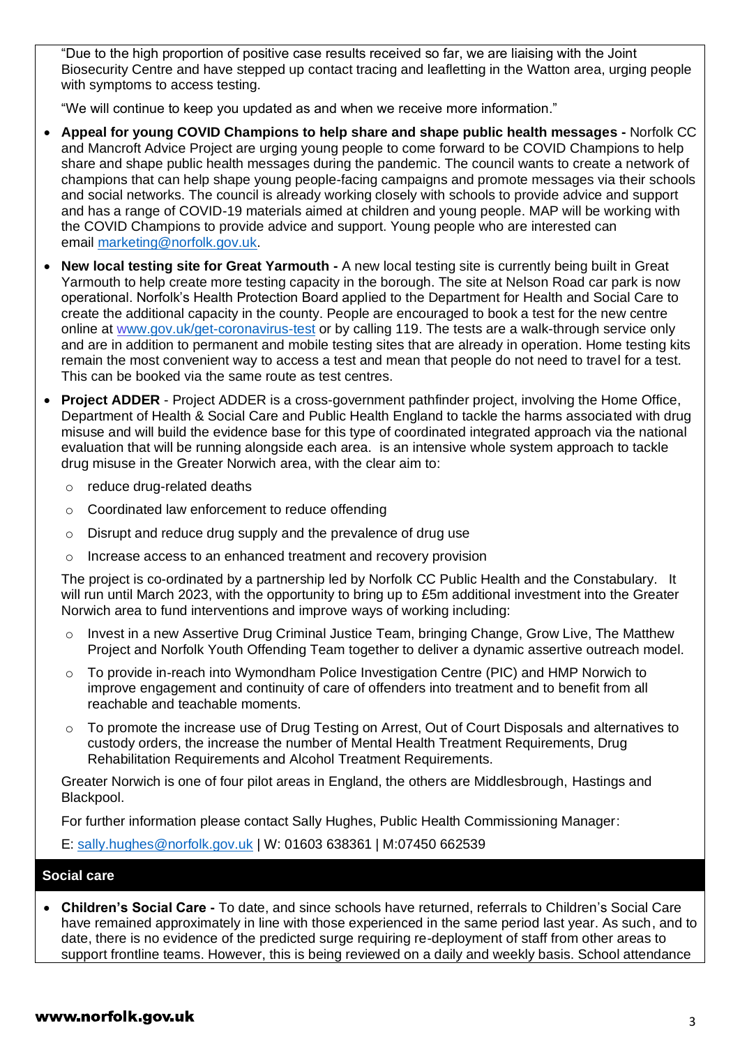"Due to the high proportion of positive case results received so far, we are liaising with the Joint Biosecurity Centre and have stepped up contact tracing and leafletting in the Watton area, urging people with symptoms to access testing.

"We will continue to keep you updated as and when we receive more information."

- **Appeal for young COVID Champions to help share and shape public health messages -** Norfolk CC and Mancroft Advice Project are urging young people to come forward to be COVID Champions to help share and shape public health messages during the pandemic. The council wants to create a network of champions that can help shape young people-facing campaigns and promote messages via their schools and social networks. The council is already working closely with schools to provide advice and support and has a range of COVID-19 materials aimed at children and young people. MAP will be working with the COVID Champions to provide advice and support. Young people who are interested can email marketing@norfolk.gov.uk.
- **New local testing site for Great Yarmouth -** A new local testing site is currently being built in Great Yarmouth to help create more testing capacity in the borough. The site at Nelson Road car park is now operational. Norfolk's Health Protection Board applied to the Department for Health and Social Care to create the additional capacity in the county. People are encouraged to book a test for the new centre online at www.gov.uk/get-coronavirus-test or by calling 119. The tests are a walk-through service only and are in addition to permanent and mobile testing sites that are already in operation. Home testing kits remain the most convenient way to access a test and mean that people do not need to travel for a test. This can be booked via the same route as test centres.
- **Project ADDER** - Project ADDER is a cross-government pathfinder project, involving the Home Office, Department of Health & Social Care and Public Health England to tackle the harms associated with drug misuse and will build the evidence base for this type of coordinated integrated approach via the national evaluation that will be running alongside each area.  is an intensive whole system approach to tackle drug misuse in the Greater Norwich area, with the clear aim to:
  - reduce drug-related deaths
  - Coordinated law enforcement to reduce offending
  - Disrupt and reduce drug supply and the prevalence of drug use
  - Increase access to an enhanced treatment and recovery provision

  The project is co-ordinated by a partnership led by Norfolk CC Public Health and the Constabulary.   It will run until March 2023, with the opportunity to bring up to £5m additional investment into the Greater Norwich area to fund interventions and improve ways of working including:

  - Invest in a new Assertive Drug Criminal Justice Team, bringing Change, Grow Live, The Matthew Project and Norfolk Youth Offending Team together to deliver a dynamic assertive outreach model.
  - To provide in-reach into Wymondham Police Investigation Centre (PIC) and HMP Norwich to improve engagement and continuity of care of offenders into treatment and to benefit from all reachable and teachable moments.
  - To promote the increase use of Drug Testing on Arrest, Out of Court Disposals and alternatives to custody orders, the increase the number of Mental Health Treatment Requirements, Drug Rehabilitation Requirements and Alcohol Treatment Requirements.

  Greater Norwich is one of four pilot areas in England, the others are Middlesbrough, Hastings and Blackpool.

  For further information please contact Sally Hughes, Public Health Commissioning Manager:

  E: sally.hughes@norfolk.gov.uk | W: 01603 638361 | M:07450 662539

## Social care

- **Children's Social Care -** To date, and since schools have returned, referrals to Children's Social Care have remained approximately in line with those experienced in the same period last year. As such, and to date, there is no evidence of the predicted surge requiring re-deployment of staff from other areas to support frontline teams. However, this is being reviewed on a daily and weekly basis. School attendance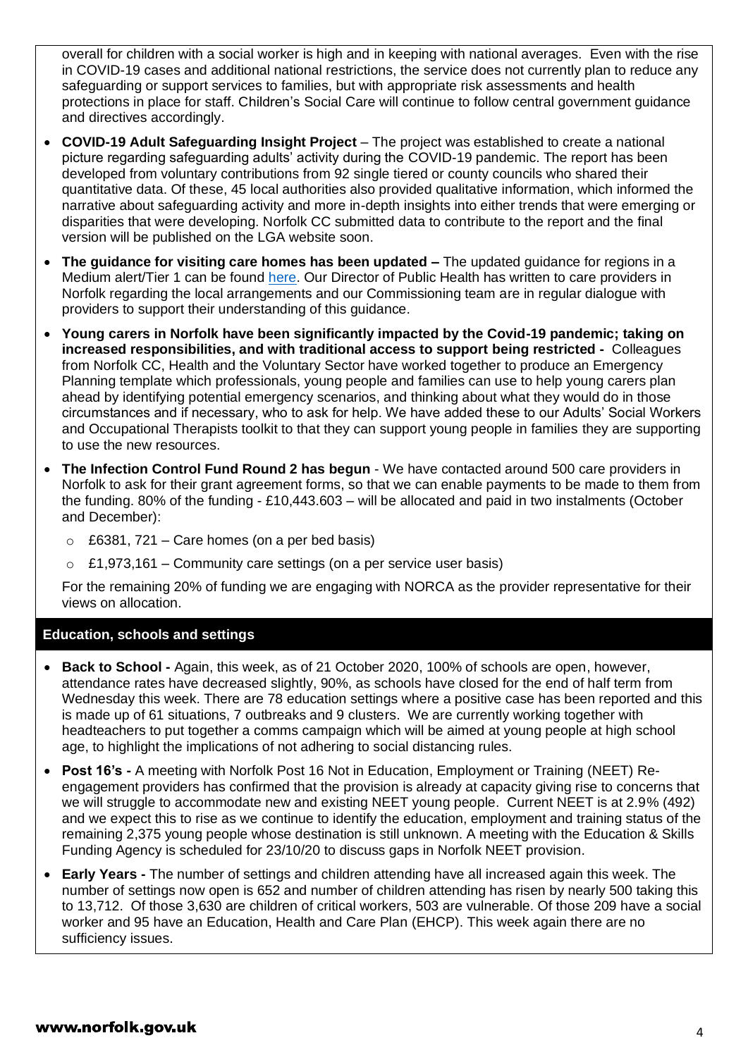overall for children with a social worker is high and in keeping with national averages. Even with the rise in COVID-19 cases and additional national restrictions, the service does not currently plan to reduce any safeguarding or support services to families, but with appropriate risk assessments and health protections in place for staff. Children's Social Care will continue to follow central government guidance and directives accordingly.

- **COVID-19 Adult Safeguarding Insight Project** – The project was established to create a national picture regarding safeguarding adults' activity during the COVID-19 pandemic. The report has been developed from voluntary contributions from 92 single tiered or county councils who shared their quantitative data. Of these, 45 local authorities also provided qualitative information, which informed the narrative about safeguarding activity and more in-depth insights into either trends that were emerging or disparities that were developing. Norfolk CC submitted data to contribute to the report and the final version will be published on the LGA website soon.
- **The guidance for visiting care homes has been updated –** The updated guidance for regions in a Medium alert/Tier 1 can be found here. Our Director of Public Health has written to care providers in Norfolk regarding the local arrangements and our Commissioning team are in regular dialogue with providers to support their understanding of this guidance.
- **Young carers in Norfolk have been significantly impacted by the Covid-19 pandemic; taking on increased responsibilities, and with traditional access to support being restricted -** Colleagues from Norfolk CC, Health and the Voluntary Sector have worked together to produce an Emergency Planning template which professionals, young people and families can use to help young carers plan ahead by identifying potential emergency scenarios, and thinking about what they would do in those circumstances and if necessary, who to ask for help. We have added these to our Adults' Social Workers and Occupational Therapists toolkit to that they can support young people in families they are supporting to use the new resources.
- **The Infection Control Fund Round 2 has begun** - We have contacted around 500 care providers in Norfolk to ask for their grant agreement forms, so that we can enable payments to be made to them from the funding. 80% of the funding - £10,443.603 – will be allocated and paid in two instalments (October and December):
  - £6381, 721 – Care homes (on a per bed basis)
  - £1,973,161 – Community care settings (on a per service user basis)

  For the remaining 20% of funding we are engaging with NORCA as the provider representative for their views on allocation.

## Education, schools and settings

- **Back to School -** Again, this week, as of 21 October 2020, 100% of schools are open, however, attendance rates have decreased slightly, 90%, as schools have closed for the end of half term from Wednesday this week. There are 78 education settings where a positive case has been reported and this is made up of 61 situations, 7 outbreaks and 9 clusters. We are currently working together with headteachers to put together a comms campaign which will be aimed at young people at high school age, to highlight the implications of not adhering to social distancing rules.
- **Post 16's -** A meeting with Norfolk Post 16 Not in Education, Employment or Training (NEET) Re-engagement providers has confirmed that the provision is already at capacity giving rise to concerns that we will struggle to accommodate new and existing NEET young people. Current NEET is at 2.9% (492) and we expect this to rise as we continue to identify the education, employment and training status of the remaining 2,375 young people whose destination is still unknown. A meeting with the Education & Skills Funding Agency is scheduled for 23/10/20 to discuss gaps in Norfolk NEET provision.
- **Early Years -** The number of settings and children attending have all increased again this week. The number of settings now open is 652 and number of children attending has risen by nearly 500 taking this to 13,712. Of those 3,630 are children of critical workers, 503 are vulnerable. Of those 209 have a social worker and 95 have an Education, Health and Care Plan (EHCP). This week again there are no sufficiency issues.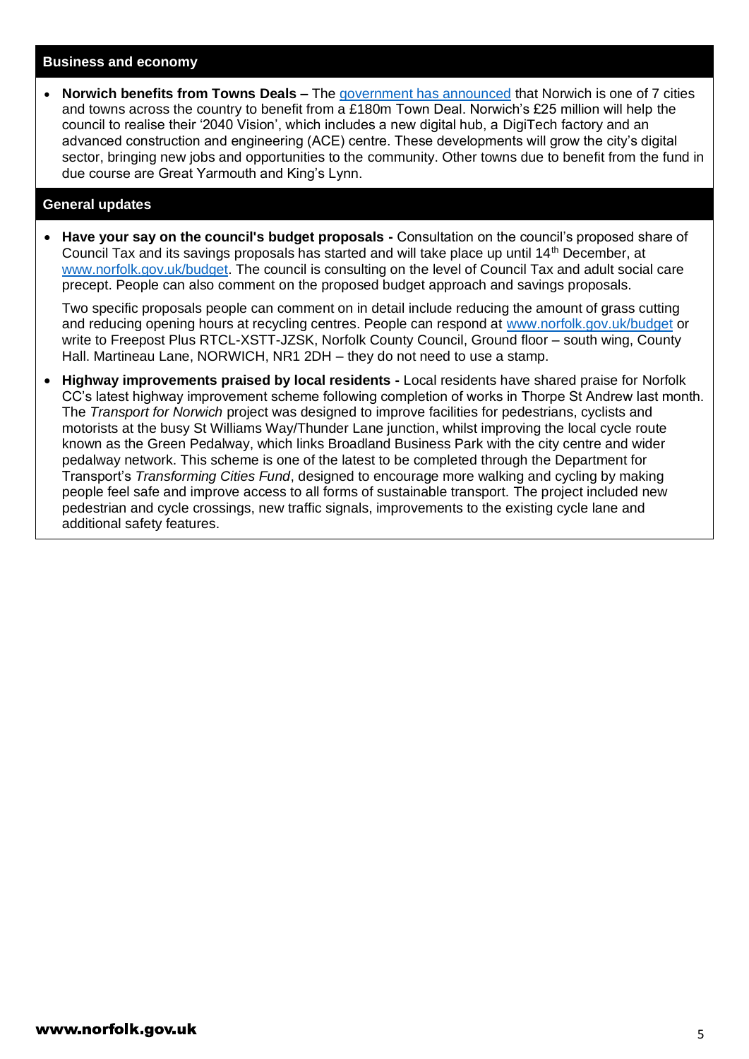## Business and economy

- **Norwich benefits from Towns Deals –** The government has announced that Norwich is one of 7 cities and towns across the country to benefit from a £180m Town Deal. Norwich's £25 million will help the council to realise their '2040 Vision', which includes a new digital hub, a DigiTech factory and an advanced construction and engineering (ACE) centre. These developments will grow the city's digital sector, bringing new jobs and opportunities to the community. Other towns due to benefit from the fund in due course are Great Yarmouth and King's Lynn.

## General updates

- **Have your say on the council's budget proposals -** Consultation on the council's proposed share of Council Tax and its savings proposals has started and will take place up until 14th December, at www.norfolk.gov.uk/budget. The council is consulting on the level of Council Tax and adult social care precept. People can also comment on the proposed budget approach and savings proposals.

  Two specific proposals people can comment on in detail include reducing the amount of grass cutting and reducing opening hours at recycling centres. People can respond at www.norfolk.gov.uk/budget or write to Freepost Plus RTCL-XSTT-JZSK, Norfolk County Council, Ground floor – south wing, County Hall. Martineau Lane, NORWICH, NR1 2DH – they do not need to use a stamp.

- **Highway improvements praised by local residents -** Local residents have shared praise for Norfolk CC's latest highway improvement scheme following completion of works in Thorpe St Andrew last month. The *Transport for Norwich* project was designed to improve facilities for pedestrians, cyclists and motorists at the busy St Williams Way/Thunder Lane junction, whilst improving the local cycle route known as the Green Pedalway, which links Broadland Business Park with the city centre and wider pedalway network. This scheme is one of the latest to be completed through the Department for Transport's *Transforming Cities Fund*, designed to encourage more walking and cycling by making people feel safe and improve access to all forms of sustainable transport. The project included new pedestrian and cycle crossings, new traffic signals, improvements to the existing cycle lane and additional safety features.